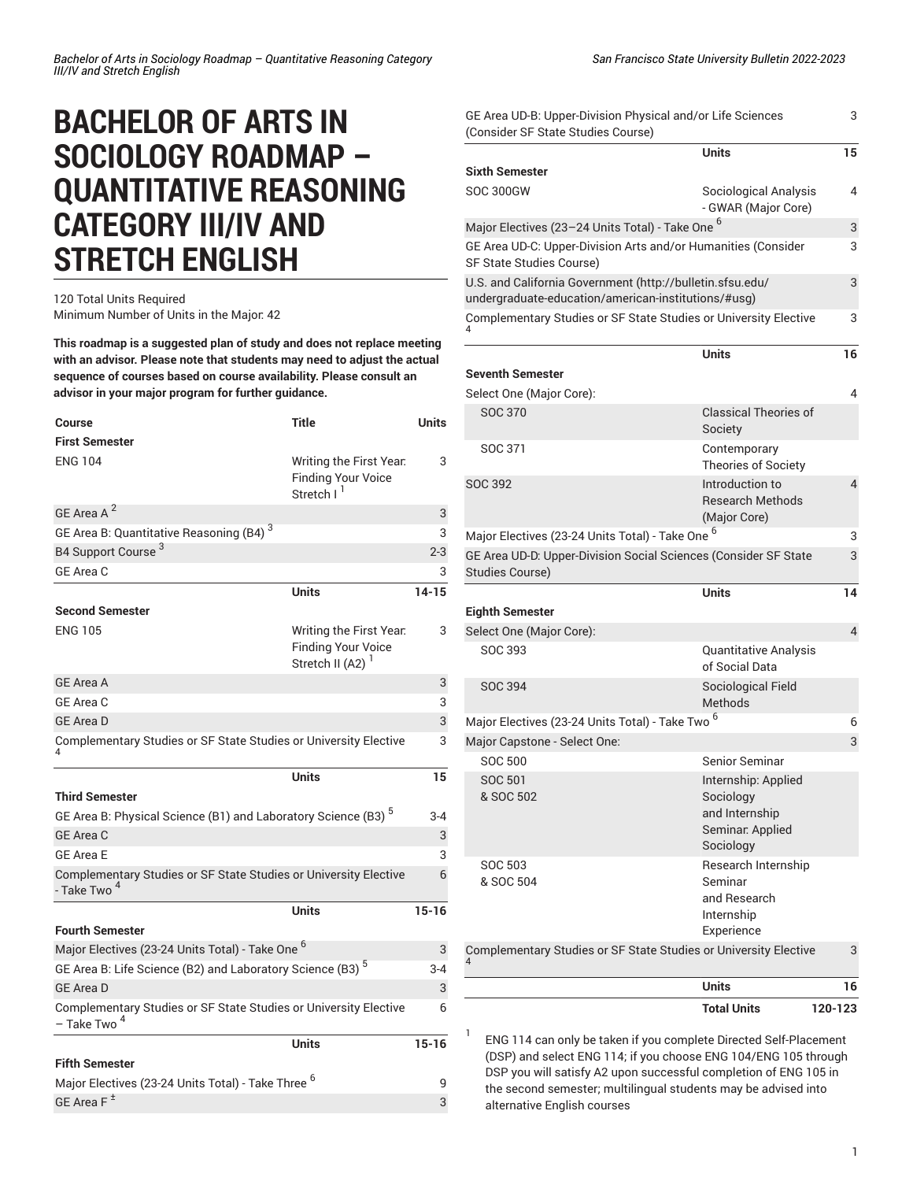# BACHELOR OF ARTS IN SOCIOLOGY ROADMAP – QUANTITATIVE REASONING CATEGORY III/IV AND STRETCH ENGLISH

120 Total Units Required
Minimum Number of Units in the Major: 42

**This roadmap is a suggested plan of study and does not replace meeting with an advisor. Please note that students may need to adjust the actual sequence of courses based on course availability. Please consult an advisor in your major program for further guidance.**

| Course | Title | Units |
|---|---|---|
| **First Semester** | | |
| ENG 104 | Writing the First Year: Finding Your Voice Stretch I [1] | 3 |
| GE Area A [2] | | 3 |
| GE Area B: Quantitative Reasoning (B4) [3] | | 3 |
| B4 Support Course [3] | | 2-3 |
| GE Area C | | 3 |
| | **Units** | **14-15** |
| **Second Semester** | | |
| ENG 105 | Writing the First Year: Finding Your Voice Stretch II (A2) [1] | 3 |
| GE Area A | | 3 |
| GE Area C | | 3 |
| GE Area D | | 3 |
| Complementary Studies or SF State Studies or University Elective [4] | | 3 |
| | **Units** | **15** |
| **Third Semester** | | |
| GE Area B: Physical Science (B1) and Laboratory Science (B3) [5] | | 3-4 |
| GE Area C | | 3 |
| GE Area E | | 3 |
| Complementary Studies or SF State Studies or University Elective - Take Two [4] | | 6 |
| | **Units** | **15-16** |
| **Fourth Semester** | | |
| Major Electives (23-24 Units Total) - Take One [6] | | 3 |
| GE Area B: Life Science (B2) and Laboratory Science (B3) [5] | | 3-4 |
| GE Area D | | 3 |
| Complementary Studies or SF State Studies or University Elective – Take Two [4] | | 6 |
| | **Units** | **15-16** |
| **Fifth Semester** | | |
| Major Electives (23-24 Units Total) - Take Three [6] | | 9 |
| GE Area F [±] | | 3 |
| GE Area UD-B: Upper-Division Physical and/or Life Sciences (Consider SF State Studies Course) | | 3 |
| | **Units** | **15** |
| **Sixth Semester** | | |
| SOC 300GW | Sociological Analysis - GWAR (Major Core) | 4 |
| Major Electives (23–24 Units Total) - Take One [6] | | 3 |
| GE Area UD-C: Upper-Division Arts and/or Humanities (Consider SF State Studies Course) | | 3 |
| U.S. and California Government (http://bulletin.sfsu.edu/undergraduate-education/american-institutions/#usg) | | 3 |
| Complementary Studies or SF State Studies or University Elective [4] | | 3 |
| | **Units** | **16** |
| **Seventh Semester** | | |
| Select One (Major Core): | | 4 |
| SOC 370 | Classical Theories of Society | |
| SOC 371 | Contemporary Theories of Society | |
| SOC 392 | Introduction to Research Methods (Major Core) | 4 |
| Major Electives (23-24 Units Total) - Take One [6] | | 3 |
| GE Area UD-D: Upper-Division Social Sciences (Consider SF State Studies Course) | | 3 |
| | **Units** | **14** |
| **Eighth Semester** | | |
| Select One (Major Core): | | 4 |
| SOC 393 | Quantitative Analysis of Social Data | |
| SOC 394 | Sociological Field Methods | |
| Major Electives (23-24 Units Total) - Take Two [6] | | 6 |
| Major Capstone - Select One: | | 3 |
| SOC 500 | Senior Seminar | |
| SOC 501 & SOC 502 | Internship: Applied Sociology and Internship Seminar: Applied Sociology | |
| SOC 503 & SOC 504 | Research Internship Seminar and Research Internship Experience | |
| Complementary Studies or SF State Studies or University Elective [4] | | 3 |
| | **Units** | **16** |
| | **Total Units** | **120-123** |

1. ENG 114 can only be taken if you complete Directed Self-Placement (DSP) and select ENG 114; if you choose ENG 104/ENG 105 through DSP you will satisfy A2 upon successful completion of ENG 105 in the second semester; multilingual students may be advised into alternative English courses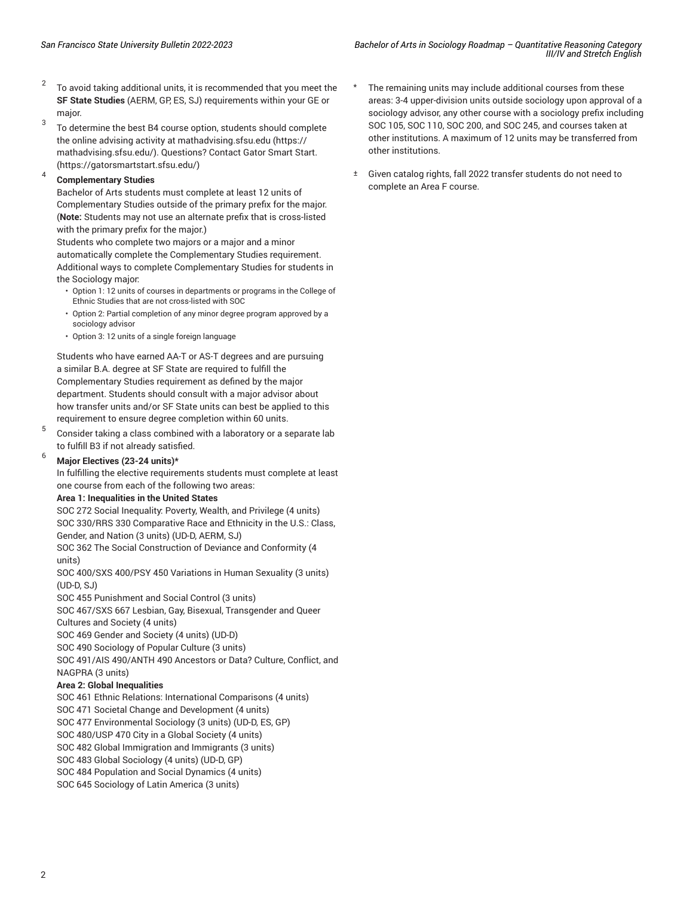[2] To avoid taking additional units, it is recommended that you meet the **SF State Studies** (AERM, GP, ES, SJ) requirements within your GE or major.

[3] To determine the best B4 course option, students should complete the online advising activity at mathadvising.sfsu.edu (https://mathadvising.sfsu.edu/). Questions? Contact Gator Smart Start. (https://gatorsmartstart.sfsu.edu/)

[4] **Complementary Studies**

Bachelor of Arts students must complete at least 12 units of Complementary Studies outside of the primary prefix for the major. (**Note:** Students may not use an alternate prefix that is cross-listed with the primary prefix for the major.)

Students who complete two majors or a major and a minor automatically complete the Complementary Studies requirement. Additional ways to complete Complementary Studies for students in the Sociology major:

- Option 1: 12 units of courses in departments or programs in the College of Ethnic Studies that are not cross-listed with SOC
- Option 2: Partial completion of any minor degree program approved by a sociology advisor
- Option 3: 12 units of a single foreign language

Students who have earned AA-T or AS-T degrees and are pursuing a similar B.A. degree at SF State are required to fulfill the Complementary Studies requirement as defined by the major department. Students should consult with a major advisor about how transfer units and/or SF State units can best be applied to this requirement to ensure degree completion within 60 units.

[5] Consider taking a class combined with a laboratory or a separate lab to fulfill B3 if not already satisfied.

[6] **Major Electives (23-24 units)***

In fulfilling the elective requirements students must complete at least one course from each of the following two areas:

**Area 1: Inequalities in the United States**

SOC 272 Social Inequality: Poverty, Wealth, and Privilege (4 units)
SOC 330/RRS 330 Comparative Race and Ethnicity in the U.S.: Class, Gender, and Nation (3 units) (UD-D, AERM, SJ)
SOC 362 The Social Construction of Deviance and Conformity (4 units)
SOC 400/SXS 400/PSY 450 Variations in Human Sexuality (3 units) (UD-D, SJ)
SOC 455 Punishment and Social Control (3 units)
SOC 467/SXS 667 Lesbian, Gay, Bisexual, Transgender and Queer Cultures and Society (4 units)
SOC 469 Gender and Society (4 units) (UD-D)
SOC 490 Sociology of Popular Culture (3 units)
SOC 491/AIS 490/ANTH 490 Ancestors or Data? Culture, Conflict, and NAGPRA (3 units)

**Area 2: Global Inequalities**

SOC 461 Ethnic Relations: International Comparisons (4 units)
SOC 471 Societal Change and Development (4 units)
SOC 477 Environmental Sociology (3 units) (UD-D, ES, GP)
SOC 480/USP 470 City in a Global Society (4 units)
SOC 482 Global Immigration and Immigrants (3 units)
SOC 483 Global Sociology (4 units) (UD-D, GP)
SOC 484 Population and Social Dynamics (4 units)
SOC 645 Sociology of Latin America (3 units)

\* The remaining units may include additional courses from these areas: 3-4 upper-division units outside sociology upon approval of a sociology advisor, any other course with a sociology prefix including SOC 105, SOC 110, SOC 200, and SOC 245, and courses taken at other institutions. A maximum of 12 units may be transferred from other institutions.

± Given catalog rights, fall 2022 transfer students do not need to complete an Area F course.